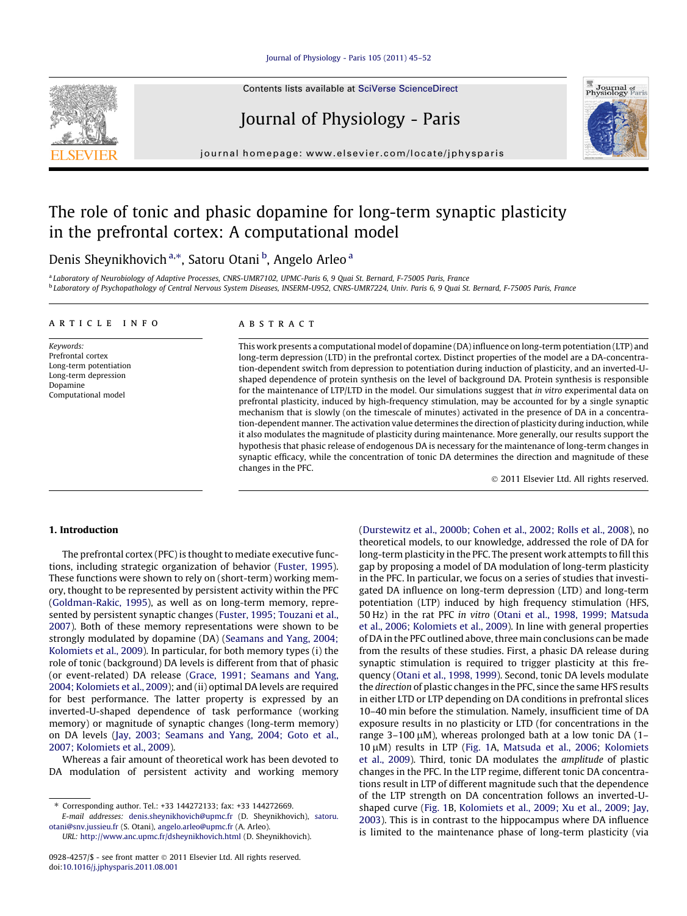Contents lists available at SciVerse ScienceDirect

# Journal of Physiology - Paris

journal homepage: www.elsevier.com/locate/jphysparis

# The role of tonic and phasic dopamine for long-term synaptic plasticity in the prefrontal cortex: A computational model

Denis Sheynikhovich [a,*], Satoru Otani [b], Angelo Arleo [a]

[a] Laboratory of Neurobiology of Adaptive Processes, CNRS-UMR7102, UPMC-Paris 6, 9 Quai St. Bernard, F-75005 Paris, France
[b] Laboratory of Psychopathology of Central Nervous System Diseases, INSERM-U952, CNRS-UMR7224, Univ. Paris 6, 9 Quai St. Bernard, F-75005 Paris, France

**ARTICLE INFO**

*Keywords:*
Prefrontal cortex
Long-term potentiation
Long-term depression
Dopamine
Computational model

**ABSTRACT**

This work presents a computational model of dopamine (DA) influence on long-term potentiation (LTP) and long-term depression (LTD) in the prefrontal cortex. Distinct properties of the model are a DA-concentration-dependent switch from depression to potentiation during induction of plasticity, and an inverted-U-shaped dependence of protein synthesis on the level of background DA. Protein synthesis is responsible for the maintenance of LTP/LTD in the model. Our simulations suggest that *in vitro* experimental data on prefrontal plasticity, induced by high-frequency stimulation, may be accounted for by a single synaptic mechanism that is slowly (on the timescale of minutes) activated in the presence of DA in a concentration-dependent manner. The activation value determines the direction of plasticity during induction, while it also modulates the magnitude of plasticity during maintenance. More generally, our results support the hypothesis that phasic release of endogenous DA is necessary for the maintenance of long-term changes in synaptic efficacy, while the concentration of tonic DA determines the direction and magnitude of these changes in the PFC.

© 2011 Elsevier Ltd. All rights reserved.

## 1. Introduction

The prefrontal cortex (PFC) is thought to mediate executive functions, including strategic organization of behavior (Fuster, 1995). These functions were shown to rely on (short-term) working memory, thought to be represented by persistent activity within the PFC (Goldman-Rakic, 1995), as well as on long-term memory, represented by persistent synaptic changes (Fuster, 1995; Touzani et al., 2007). Both of these memory representations were shown to be strongly modulated by dopamine (DA) (Seamans and Yang, 2004; Kolomiets et al., 2009). In particular, for both memory types (i) the role of tonic (background) DA levels is different from that of phasic (or event-related) DA release (Grace, 1991; Seamans and Yang, 2004; Kolomiets et al., 2009); and (ii) optimal DA levels are required for best performance. The latter property is expressed by an inverted-U-shaped dependence of task performance (working memory) or magnitude of synaptic changes (long-term memory) on DA levels (Jay, 2003; Seamans and Yang, 2004; Goto et al., 2007; Kolomiets et al., 2009).

Whereas a fair amount of theoretical work has been devoted to DA modulation of persistent activity and working memory (Durstewitz et al., 2000b; Cohen et al., 2002; Rolls et al., 2008), no theoretical models, to our knowledge, addressed the role of DA for long-term plasticity in the PFC. The present work attempts to fill this gap by proposing a model of DA modulation of long-term plasticity in the PFC. In particular, we focus on a series of studies that investigated DA influence on long-term depression (LTD) and long-term potentiation (LTP) induced by high frequency stimulation (HFS, 50 Hz) in the rat PFC *in vitro* (Otani et al., 1998, 1999; Matsuda et al., 2006; Kolomiets et al., 2009). In line with general properties of DA in the PFC outlined above, three main conclusions can be made from the results of these studies. First, a phasic DA release during synaptic stimulation is required to trigger plasticity at this frequency (Otani et al., 1998, 1999). Second, tonic DA levels modulate the *direction* of plastic changes in the PFC, since the same HFS results in either LTD or LTP depending on DA conditions in prefrontal slices 10–40 min before the stimulation. Namely, insufficient time of DA exposure results in no plasticity or LTD (for concentrations in the range 3–100 μM), whereas prolonged bath at a low tonic DA (1–10 μM) results in LTP (Fig. 1A, Matsuda et al., 2006; Kolomiets et al., 2009). Third, tonic DA modulates the *amplitude* of plastic changes in the PFC. In the LTP regime, different tonic DA concentrations result in LTP of different magnitude such that the dependence of the LTP strength on DA concentration follows an inverted-U-shaped curve (Fig. 1B, Kolomiets et al., 2009; Xu et al., 2009; Jay, 2003). This is in contrast to the hippocampus where DA influence is limited to the maintenance phase of long-term plasticity (via

* Corresponding author. Tel.: +33 144272133; fax: +33 144272669.
*E-mail addresses:* denis.sheynikhovich@upmc.fr (D. Sheynikhovich), satoru.otani@snv.jussieu.fr (S. Otani), angelo.arleo@upmc.fr (A. Arleo).
*URL:* http://www.anc.upmc.fr/dsheynikhovich.html (D. Sheynikhovich).

0928-4257/$ - see front matter © 2011 Elsevier Ltd. All rights reserved.
doi:10.1016/j.jphysparis.2011.08.001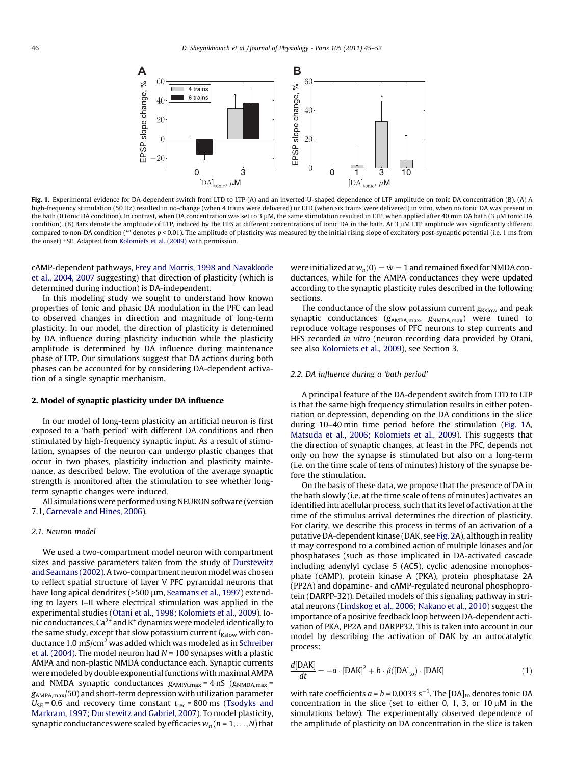**Fig. 1.** Experimental evidence for DA-dependent switch from LTD to LTP (A) and an inverted-U-shaped dependence of LTP amplitude on tonic DA concentration (B). (A) A high-frequency stimulation (50 Hz) resulted in no-change (when 4 trains were delivered) or LTD (when six trains were delivered) in vitro, when no tonic DA was present in the bath (0 tonic DA condition). In contrast, when DA concentration was set to 3 μM, the same stimulation resulted in LTP, when applied after 40 min DA bath (3 μM tonic DA condition). (B) Bars denote the amplitude of LTP, induced by the HFS at different concentrations of tonic DA in the bath. At 3 μM LTP amplitude was significantly different compared to non-DA condition ('*' denotes $p < 0.01$). The amplitude of plasticity was measured by the initial rising slope of excitatory post-synaptic potential (i.e. 1 ms from the onset) ±SE. Adapted from Kolomiets et al. (2009) with permission.

cAMP-dependent pathways, Frey and Morris, 1998 and Navakkode et al., 2004, 2007 suggesting) that direction of plasticity (which is determined during induction) is DA-independent.

In this modeling study we sought to understand how known properties of tonic and phasic DA modulation in the PFC can lead to observed changes in direction and magnitude of long-term plasticity. In our model, the direction of plasticity is determined by DA influence during plasticity induction while the plasticity amplitude is determined by DA influence during maintenance phase of LTP. Our simulations suggest that DA actions during both phases can be accounted for by considering DA-dependent activation of a single synaptic mechanism.

## 2. Model of synaptic plasticity under DA influence

In our model of long-term plasticity an artificial neuron is first exposed to a 'bath period' with different DA conditions and then stimulated by high-frequency synaptic input. As a result of stimulation, synapses of the neuron can undergo plastic changes that occur in two phases, plasticity induction and plasticity maintenance, as described below. The evolution of the average synaptic strength is monitored after the stimulation to see whether long-term synaptic changes were induced.

All simulations were performed using NEURON software (version 7.1, Carnevale and Hines, 2006).

### 2.1. Neuron model

We used a two-compartment model neuron with compartment sizes and passive parameters taken from the study of Durstewitz and Seamans (2002). A two-compartment neuron model was chosen to reflect spatial structure of layer V PFC pyramidal neurons that have long apical dendrites (>500 μm, Seamans et al., 1997) extending to layers I–II where electrical stimulation was applied in the experimental studies (Otani et al., 1998; Kolomiets et al., 2009). Ionic conductances, $Ca^{2+}$ and $K^{+}$ dynamics were modeled identically to the same study, except that slow potassium current $I_{Kslow}$ with conductance 1.0 mS/cm$^2$ was added which was modeled as in Schreiber et al. (2004). The model neuron had $N = 100$ synapses with a plastic AMPA and non-plastic NMDA conductance each. Synaptic currents were modeled by double exponential functions with maximal AMPA and NMDA synaptic conductances $g_{AMPA,max} = 4$ nS ($g_{NMDA,max} = g_{AMPA,max}/50$) and short-term depression with utilization parameter $U_{SE} = 0.6$ and recovery time constant $t_{rec} = 800$ ms (Tsodyks and Markram, 1997; Durstewitz and Gabriel, 2007). To model plasticity, synaptic conductances were scaled by efficacies $w_n$ ($n = 1, \ldots, N$) that were initialized at $w_n(0) = \hat{w} = 1$ and remained fixed for NMDA conductances, while for the AMPA conductances they were updated according to the synaptic plasticity rules described in the following sections.

The conductance of the slow potassium current $g_{Kslow}$ and peak synaptic conductances ($g_{AMPA,max}$, $g_{NMDA,max}$) were tuned to reproduce voltage responses of PFC neurons to step currents and HFS recorded *in vitro* (neuron recording data provided by Otani, see also Kolomiets et al., 2009), see Section 3.

### 2.2. DA influence during a 'bath period'

A principal feature of the DA-dependent switch from LTD to LTP is that the same high frequency stimulation results in either potentiation or depression, depending on the DA conditions in the slice during 10–40 min time period before the stimulation (Fig. 1A, Matsuda et al., 2006; Kolomiets et al., 2009). This suggests that the direction of synaptic changes, at least in the PFC, depends not only on how the synapse is stimulated but also on a long-term (i.e. on the time scale of tens of minutes) history of the synapse before the stimulation.

On the basis of these data, we propose that the presence of DA in the bath slowly (i.e. at the time scale of tens of minutes) activates an identified intracellular process, such that its level of activation at the time of the stimulus arrival determines the direction of plasticity. For clarity, we describe this process in terms of an activation of a putative DA-dependent kinase (DAK, see Fig. 2A), although in reality it may correspond to a combined action of multiple kinases and/or phosphatases (such as those implicated in DA-activated cascade including adenylyl cyclase 5 (AC5), cyclic adenosine monophosphate (cAMP), protein kinase A (PKA), protein phosphatase 2A (PP2A) and dopamine- and cAMP-regulated neuronal phosphoprotein (DARPP-32)). Detailed models of this signaling pathway in striatal neurons (Lindskog et al., 2006; Nakano et al., 2010) suggest the importance of a positive feedback loop between DA-dependent activation of PKA, PP2A and DARPP32. This is taken into account in our model by describing the activation of DAK by an autocatalytic process:

$$\frac{d[\mathrm{DAK}]}{dt} = -a \cdot [\mathrm{DAK}]^2 + b \cdot \beta([\mathrm{DA}]_{\mathrm{to}}) \cdot [\mathrm{DAK}] \tag{1}$$

with rate coefficients $a = b = 0.0033$ s$^{-1}$. The $[\mathrm{DA}]_{\mathrm{to}}$ denotes tonic DA concentration in the slice (set to either 0, 1, 3, or 10 μM in the simulations below). The experimentally observed dependence of the amplitude of plasticity on DA concentration in the slice is taken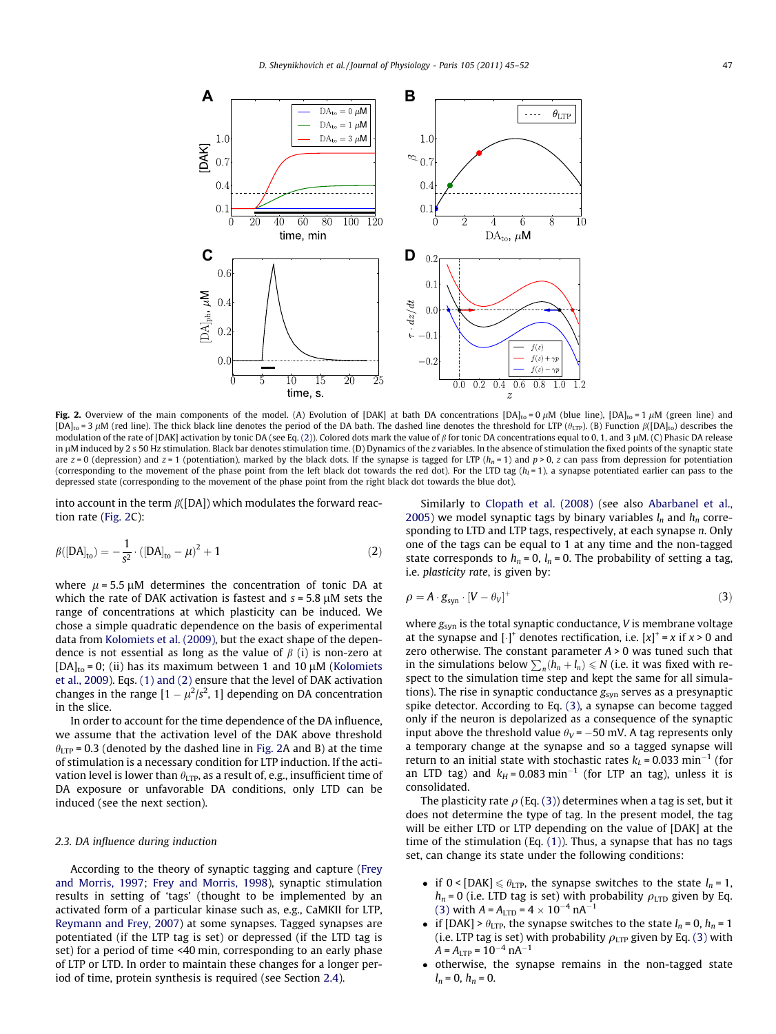**Fig. 2.** Overview of the main components of the model. (A) Evolution of [DAK] at bath DA concentrations $[\mathrm{DA}]_{\mathrm{to}} = 0\ \mu$M (blue line), $[\mathrm{DA}]_{\mathrm{to}} = 1\ \mu$M (green line) and $[\mathrm{DA}]_{\mathrm{to}} = 3\ \mu$M (red line). The thick black line denotes the period of the DA bath. The dashed line denotes the threshold for LTP ($\theta_{\mathrm{LTP}}$). (B) Function $\beta([\mathrm{DA}]_{\mathrm{to}})$ describes the modulation of the rate of [DAK] activation by tonic DA (see Eq. (2)). Colored dots mark the value of $\beta$ for tonic DA concentrations equal to 0, 1, and 3 $\mu$M. (C) Phasic DA release in $\mu$M induced by 2 s 50 Hz stimulation. Black bar denotes stimulation time. (D) Dynamics of the $z$ variables. In the absence of stimulation the fixed points of the synaptic state are $z = 0$ (depression) and $z = 1$ (potentiation), marked by the black dots. If the synapse is tagged for LTP ($h_n = 1$) and $p > 0$, $z$ can pass from depression for potentiation (corresponding to the movement of the phase point from the left black dot towards the red dot). For the LTD tag ($h_l = 1$), a synapse potentiated earlier can pass to the depressed state (corresponding to the movement of the phase point from the right black dot towards the blue dot).

into account in the term $\beta([\mathrm{DA}])$ which modulates the forward reaction rate (Fig. 2C):

$$\beta([\mathrm{DA}]_{\mathrm{to}}) = -\frac{1}{s^2}\cdot([\mathrm{DA}]_{\mathrm{to}} - \mu)^2 + 1 \tag{2}$$

where $\mu = 5.5\ \mu$M determines the concentration of tonic DA at which the rate of DAK activation is fastest and $s = 5.8\ \mu$M sets the range of concentrations at which plasticity can be induced. We chose a simple quadratic dependence on the basis of experimental data from Kolomiets et al. (2009), but the exact shape of the dependence is not essential as long as the value of $\beta$ (i) is non-zero at $[\mathrm{DA}]_{\mathrm{to}} = 0$; (ii) has its maximum between 1 and 10 $\mu$M (Kolomiets et al., 2009). Eqs. (1) and (2) ensure that the level of DAK activation changes in the range $[1 - \mu^2/s^2, 1]$ depending on DA concentration in the slice.

In order to account for the time dependence of the DA influence, we assume that the activation level of the DAK above threshold $\theta_{\mathrm{LTP}} = 0.3$ (denoted by the dashed line in Fig. 2A and B) at the time of stimulation is a necessary condition for LTP induction. If the activation level is lower than $\theta_{\mathrm{LTP}}$, as a result of, e.g., insufficient time of DA exposure or unfavorable DA conditions, only LTD can be induced (see the next section).

### 2.3. DA influence during induction

According to the theory of synaptic tagging and capture (Frey and Morris, 1997; Frey and Morris, 1998), synaptic stimulation results in setting of 'tags' (thought to be implemented by an activated form of a particular kinase such as, e.g., CaMKII for LTP, Reymann and Frey, 2007) at some synapses. Tagged synapses are potentiated (if the LTP tag is set) or depressed (if the LTD tag is set) for a period of time <40 min, corresponding to an early phase of LTP or LTD. In order to maintain these changes for a longer period of time, protein synthesis is required (see Section 2.4).

Similarly to Clopath et al. (2008) (see also Abarbanel et al., 2005) we model synaptic tags by binary variables $l_n$ and $h_n$ corresponding to LTD and LTP tags, respectively, at each synapse $n$. Only one of the tags can be equal to 1 at any time and the non-tagged state corresponds to $h_n = 0$, $l_n = 0$. The probability of setting a tag, i.e. *plasticity rate*, is given by:

$$\rho = A \cdot g_{\mathrm{syn}} \cdot [V - \theta_V]^+ \tag{3}$$

where $g_{\mathrm{syn}}$ is the total synaptic conductance, $V$ is membrane voltage at the synapse and $[\cdot]^+$ denotes rectification, i.e. $[x]^+ = x$ if $x > 0$ and zero otherwise. The constant parameter $A > 0$ was tuned such that in the simulations below $\sum_n (h_n + l_n) \leqslant N$ (i.e. it was fixed with respect to the simulation time step and kept the same for all simulations). The rise in synaptic conductance $g_{\mathrm{syn}}$ serves as a presynaptic spike detector. According to Eq. (3), a synapse can become tagged only if the neuron is depolarized as a consequence of the synaptic input above the threshold value $\theta_V = -50$ mV. A tag represents only a temporary change at the synapse and so a tagged synapse will return to an initial state with stochastic rates $k_L = 0.033\ \mathrm{min}^{-1}$ (for an LTD tag) and $k_H = 0.083\ \mathrm{min}^{-1}$ (for LTP an tag), unless it is consolidated.

The plasticity rate $\rho$ (Eq. (3)) determines when a tag is set, but it does not determine the type of tag. In the present model, the tag will be either LTD or LTP depending on the value of [DAK] at the time of the stimulation (Eq. (1)). Thus, a synapse that has no tags set, can change its state under the following conditions:

- if $0 < [\mathrm{DAK}] \leqslant \theta_{\mathrm{LTP}}$, the synapse switches to the state $l_n = 1$, $h_n = 0$ (i.e. LTD tag is set) with probability $\rho_{\mathrm{LTD}}$ given by Eq. (3) with $A = A_{\mathrm{LTD}} = 4 \times 10^{-4}\ \mathrm{nA}^{-1}$
- if $[\mathrm{DAK}] > \theta_{\mathrm{LTP}}$, the synapse switches to the state $l_n = 0$, $h_n = 1$ (i.e. LTP tag is set) with probability $\rho_{\mathrm{LTP}}$ given by Eq. (3) with $A = A_{\mathrm{LTP}} = 10^{-4}\ \mathrm{nA}^{-1}$
- otherwise, the synapse remains in the non-tagged state $l_n = 0$, $h_n = 0$.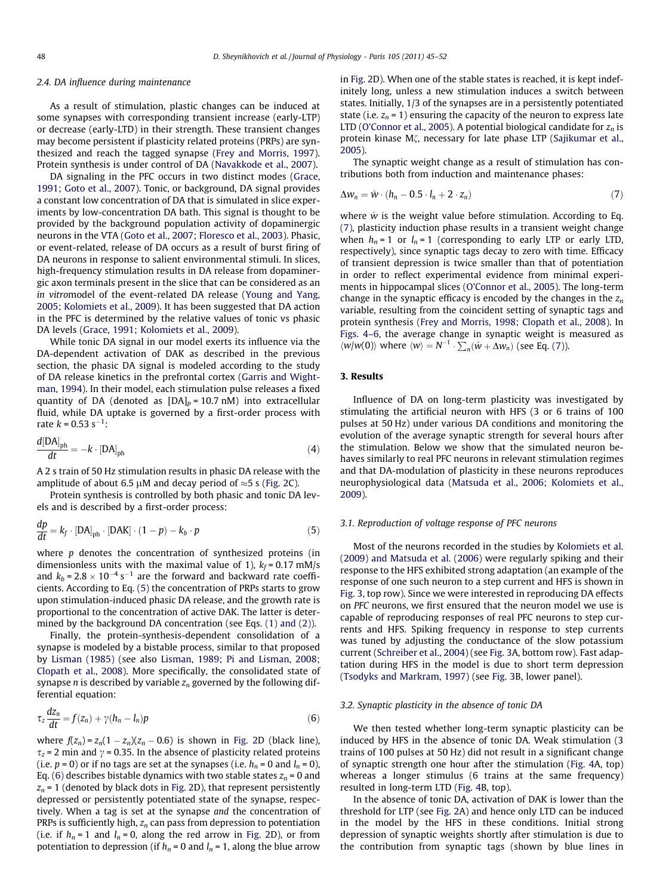### 2.4. DA influence during maintenance

As a result of stimulation, plastic changes can be induced at some synapses with corresponding transient increase (early-LTP) or decrease (early-LTD) in their strength. These transient changes may become persistent if plasticity related proteins (PRPs) are synthesized and reach the tagged synapse (Frey and Morris, 1997). Protein synthesis is under control of DA (Navakkode et al., 2007).

DA signaling in the PFC occurs in two distinct modes (Grace, 1991; Goto et al., 2007). Tonic, or background, DA signal provides a constant low concentration of DA that is simulated in slice experiments by low-concentration DA bath. This signal is thought to be provided by the background population activity of dopaminergic neurons in the VTA (Goto et al., 2007; Floresco et al., 2003). Phasic, or event-related, release of DA occurs as a result of burst firing of DA neurons in response to salient environmental stimuli. In slices, high-frequency stimulation results in DA release from dopaminergic axon terminals present in the slice that can be considered as an *in vitro*model of the event-related DA release (Young and Yang, 2005; Kolomiets et al., 2009). It has been suggested that DA action in the PFC is determined by the relative values of tonic vs phasic DA levels (Grace, 1991; Kolomiets et al., 2009).

While tonic DA signal in our model exerts its influence via the DA-dependent activation of DAK as described in the previous section, the phasic DA signal is modeled according to the study of DA release kinetics in the prefrontal cortex (Garris and Wightman, 1994). In their model, each stimulation pulse releases a fixed quantity of DA (denoted as $[\mathrm{DA}]_p = 10.7$ nM) into extracellular fluid, while DA uptake is governed by a first-order process with rate $k = 0.53\ \mathrm{s}^{-1}$:

$$\frac{d[\mathrm{DA}]_{\mathrm{ph}}}{dt} = -k \cdot [\mathrm{DA}]_{\mathrm{ph}} \tag{4}$$

A 2 s train of 50 Hz stimulation results in phasic DA release with the amplitude of about 6.5 μM and decay period of ≈5 s (Fig. 2C).

Protein synthesis is controlled by both phasic and tonic DA levels and is described by a first-order process:

$$\frac{dp}{dt} = k_f \cdot [\mathrm{DA}]_{\mathrm{ph}} \cdot [\mathrm{DAK}] \cdot (1 - p) - k_b \cdot p \tag{5}$$

where $p$ denotes the concentration of synthesized proteins (in dimensionless units with the maximal value of 1), $k_f = 0.17$ mM/s and $k_b = 2.8 \times 10^{-4}\ \mathrm{s}^{-1}$ are the forward and backward rate coefficients. According to Eq. (5) the concentration of PRPs starts to grow upon stimulation-induced phasic DA release, and the growth rate is proportional to the concentration of active DAK. The latter is determined by the background DA concentration (see Eqs. (1) and (2)).

Finally, the protein-synthesis-dependent consolidation of a synapse is modeled by a bistable process, similar to that proposed by Lisman (1985) (see also Lisman, 1989; Pi and Lisman, 2008; Clopath et al., 2008). More specifically, the consolidated state of synapse $n$ is described by variable $z_n$ governed by the following differential equation:

$$\tau_z \frac{dz_n}{dt} = f(z_n) + \gamma(h_n - l_n)p \tag{6}$$

where $f(z_n) = z_n(1 - z_n)(z_n - 0.6)$ is shown in Fig. 2D (black line), $\tau_z = 2$ min and $\gamma = 0.35$. In the absence of plasticity related proteins (i.e. $p = 0$) or if no tags are set at the synapses (i.e. $h_n = 0$ and $l_n = 0$), Eq. (6) describes bistable dynamics with two stable states $z_n = 0$ and $z_n = 1$ (denoted by black dots in Fig. 2D), that represent persistently depressed or persistently potentiated state of the synapse, respectively. When a tag is set at the synapse *and* the concentration of PRPs is sufficiently high, $z_n$ can pass from depression to potentiation (i.e. if $h_n = 1$ and $l_n = 0$, along the red arrow in Fig. 2D), or from potentiation to depression (if $h_n = 0$ and $l_n = 1$, along the blue arrow in Fig. 2D). When one of the stable states is reached, it is kept indefinitely long, unless a new stimulation induces a switch between states. Initially, 1/3 of the synapses are in a persistently potentiated state (i.e. $z_n = 1$) ensuring the capacity of the neuron to express late LTD (O'Connor et al., 2005). A potential biological candidate for $z_n$ is protein kinase Mζ, necessary for late phase LTP (Sajikumar et al., 2005).

The synaptic weight change as a result of stimulation has contributions both from induction and maintenance phases:

$$\Delta w_n = \hat{w} \cdot (h_n - 0.5 \cdot l_n + 2 \cdot z_n) \tag{7}$$

where $\hat{w}$ is the weight value before stimulation. According to Eq. (7), plasticity induction phase results in a transient weight change when $h_n = 1$ or $l_n = 1$ (corresponding to early LTP or early LTD, respectively), since synaptic tags decay to zero with time. Efficacy of transient depression is twice smaller than that of potentiation in order to reflect experimental evidence from minimal experiments in hippocampal slices (O'Connor et al., 2005). The long-term change in the synaptic efficacy is encoded by the changes in the $z_n$ variable, resulting from the coincident setting of synaptic tags and protein synthesis (Frey and Morris, 1998; Clopath et al., 2008). In Figs. 4–6, the average change in synaptic weight is measured as $\langle w/w(0)\rangle$ where $\langle w\rangle = N^{-1} \cdot \sum_n(\hat{w} + \Delta w_n)$ (see Eq. (7)).

## 3. Results

Influence of DA on long-term plasticity was investigated by stimulating the artificial neuron with HFS (3 or 6 trains of 100 pulses at 50 Hz) under various DA conditions and monitoring the evolution of the average synaptic strength for several hours after the stimulation. Below we show that the simulated neuron behaves similarly to real PFC neurons in relevant stimulation regimes and that DA-modulation of plasticity in these neurons reproduces neurophysiological data (Matsuda et al., 2006; Kolomiets et al., 2009).

### 3.1. Reproduction of voltage response of PFC neurons

Most of the neurons recorded in the studies by Kolomiets et al. (2009) and Matsuda et al. (2006) were regularly spiking and their response to the HFS exhibited strong adaptation (an example of the response of one such neuron to a step current and HFS is shown in Fig. 3, top row). Since we were interested in reproducing DA effects on *PFC* neurons, we first ensured that the neuron model we use is capable of reproducing responses of real PFC neurons to step currents and HFS. Spiking frequency in response to step currents was tuned by adjusting the conductance of the slow potassium current (Schreiber et al., 2004) (see Fig. 3A, bottom row). Fast adaptation during HFS in the model is due to short term depression (Tsodyks and Markram, 1997) (see Fig. 3B, lower panel).

### 3.2. Synaptic plasticity in the absence of tonic DA

We then tested whether long-term synaptic plasticity can be induced by HFS in the absence of tonic DA. Weak stimulation (3 trains of 100 pulses at 50 Hz) did not result in a significant change of synaptic strength one hour after the stimulation (Fig. 4A, top) whereas a longer stimulus (6 trains at the same frequency) resulted in long-term LTD (Fig. 4B, top).

In the absence of tonic DA, activation of DAK is lower than the threshold for LTP (see Fig. 2A) and hence only LTD can be induced in the model by the HFS in these conditions. Initial strong depression of synaptic weights shortly after stimulation is due to the contribution from synaptic tags (shown by blue lines in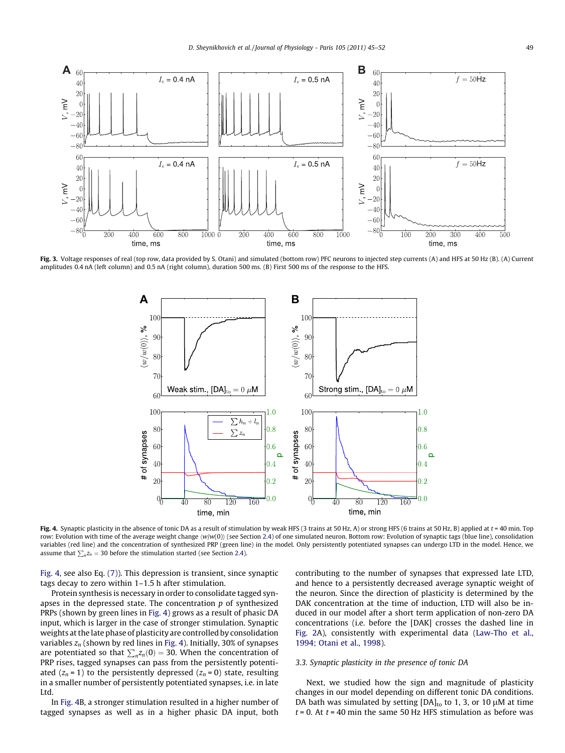**Fig. 3.** Voltage responses of real (top row, data provided by S. Otani) and simulated (bottom row) PFC neurons to injected step currents (A) and HFS at 50 Hz (B). (A) Current amplitudes 0.4 nA (left column) and 0.5 nA (right column), duration 500 ms. (B) First 500 ms of the response to the HFS.

**Fig. 4.** Synaptic plasticity in the absence of tonic DA as a result of stimulation by weak HFS (3 trains at 50 Hz, A) or strong HFS (6 trains at 50 Hz, B) applied at $t = 40$ min. Top row: Evolution with time of the average weight change $\langle w/w(0) \rangle$ (see Section 2.4) of one simulated neuron. Bottom row: Evolution of synaptic tags (blue line), consolidation variables (red line) and the concentration of synthesized PRP (green line) in the model. Only persistently potentiated synapses can undergo LTD in the model. Hence, we assume that $\sum_n z_n = 30$ before the stimulation started (see Section 2.4).

Fig. 4, see also Eq. (7)). This depression is transient, since synaptic tags decay to zero within 1–1.5 h after stimulation.

Protein synthesis is necessary in order to consolidate tagged synapses in the depressed state. The concentration $p$ of synthesized PRPs (shown by green lines in Fig. 4) grows as a result of phasic DA input, which is larger in the case of stronger stimulation. Synaptic weights at the late phase of plasticity are controlled by consolidation variables $z_n$ (shown by red lines in Fig. 4). Initially, 30% of synapses are potentiated so that $\sum_n z_n(0) = 30$. When the concentration of PRP rises, tagged synapses can pass from the persistently potentiated ($z_n = 1$) to the persistently depressed ($z_n = 0$) state, resulting in a smaller number of persistently potentiated synapses, i.e. in late Ltd.

In Fig. 4B, a stronger stimulation resulted in a higher number of tagged synapses as well as in a higher phasic DA input, both contributing to the number of synapses that expressed late LTD, and hence to a persistently decreased average synaptic weight of the neuron. Since the direction of plasticity is determined by the DAK concentration at the time of induction, LTD will also be induced in our model after a short term application of non-zero DA concentrations (i.e. before the [DAK] crosses the dashed line in Fig. 2A), consistently with experimental data (Law-Tho et al., 1994; Otani et al., 1998).

### 3.3. Synaptic plasticity in the presence of tonic DA

Next, we studied how the sign and magnitude of plasticity changes in our model depending on different tonic DA conditions. DA bath was simulated by setting $[\mathrm{DA}]_{\mathrm{to}}$ to 1, 3, or 10 μM at time $t = 0$. At $t = 40$ min the same 50 Hz HFS stimulation as before was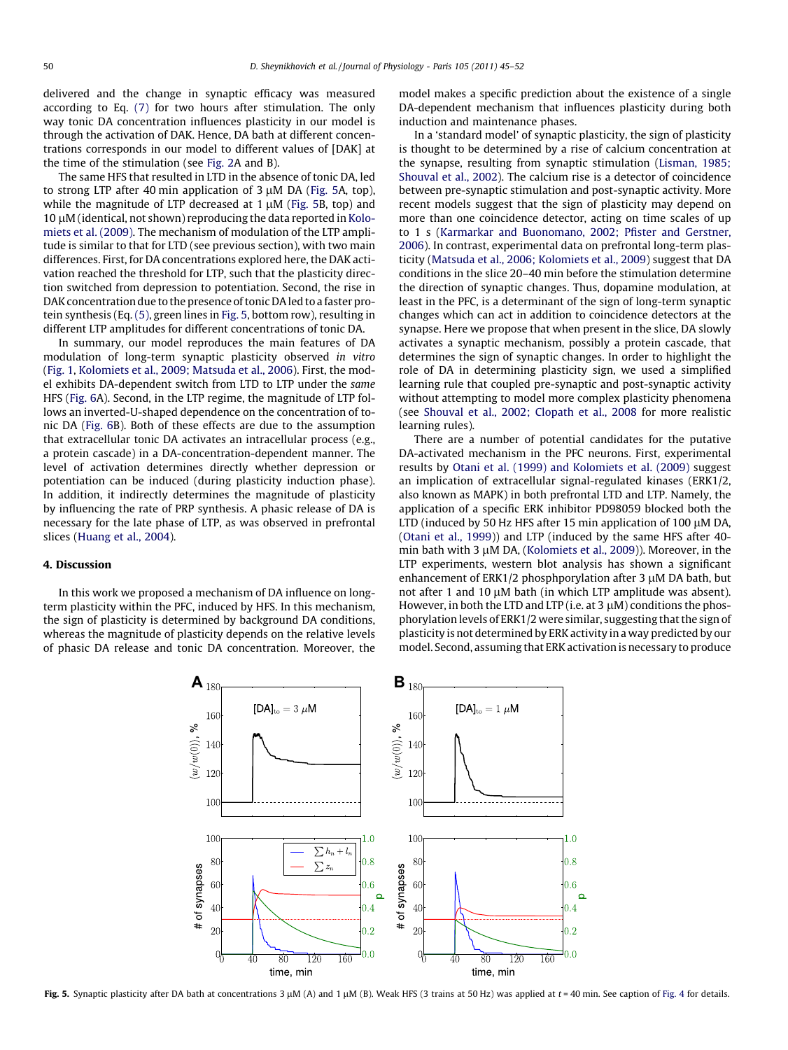delivered and the change in synaptic efficacy was measured according to Eq. (7) for two hours after stimulation. The only way tonic DA concentration influences plasticity in our model is through the activation of DAK. Hence, DA bath at different concentrations corresponds in our model to different values of [DAK] at the time of the stimulation (see Fig. 2A and B).

The same HFS that resulted in LTD in the absence of tonic DA, led to strong LTP after 40 min application of 3 μM DA (Fig. 5A, top), while the magnitude of LTP decreased at 1 μM (Fig. 5B, top) and 10 μM (identical, not shown) reproducing the data reported in Kolomiets et al. (2009). The mechanism of modulation of the LTP amplitude is similar to that for LTD (see previous section), with two main differences. First, for DA concentrations explored here, the DAK activation reached the threshold for LTP, such that the plasticity direction switched from depression to potentiation. Second, the rise in DAK concentration due to the presence of tonic DA led to a faster protein synthesis (Eq. (5), green lines in Fig. 5, bottom row), resulting in different LTP amplitudes for different concentrations of tonic DA.

In summary, our model reproduces the main features of DA modulation of long-term synaptic plasticity observed *in vitro* (Fig. 1, Kolomiets et al., 2009; Matsuda et al., 2006). First, the model exhibits DA-dependent switch from LTD to LTP under the *same* HFS (Fig. 6A). Second, in the LTP regime, the magnitude of LTP follows an inverted-U-shaped dependence on the concentration of tonic DA (Fig. 6B). Both of these effects are due to the assumption that extracellular tonic DA activates an intracellular process (e.g., a protein cascade) in a DA-concentration-dependent manner. The level of activation determines directly whether depression or potentiation can be induced (during plasticity induction phase). In addition, it indirectly determines the magnitude of plasticity by influencing the rate of PRP synthesis. A phasic release of DA is necessary for the late phase of LTP, as was observed in prefrontal slices (Huang et al., 2004).

## 4. Discussion

In this work we proposed a mechanism of DA influence on long-term plasticity within the PFC, induced by HFS. In this mechanism, the sign of plasticity is determined by background DA conditions, whereas the magnitude of plasticity depends on the relative levels of phasic DA release and tonic DA concentration. Moreover, the model makes a specific prediction about the existence of a single DA-dependent mechanism that influences plasticity during both induction and maintenance phases.

In a 'standard model' of synaptic plasticity, the sign of plasticity is thought to be determined by a rise of calcium concentration at the synapse, resulting from synaptic stimulation (Lisman, 1985; Shouval et al., 2002). The calcium rise is a detector of coincidence between pre-synaptic stimulation and post-synaptic activity. More recent models suggest that the sign of plasticity may depend on more than one coincidence detector, acting on time scales of up to 1 s (Karmarkar and Buonomano, 2002; Pfister and Gerstner, 2006). In contrast, experimental data on prefrontal long-term plasticity (Matsuda et al., 2006; Kolomiets et al., 2009) suggest that DA conditions in the slice 20–40 min before the stimulation determine the direction of synaptic changes. Thus, dopamine modulation, at least in the PFC, is a determinant of the sign of long-term synaptic changes which can act in addition to coincidence detectors at the synapse. Here we propose that when present in the slice, DA slowly activates a synaptic mechanism, possibly a protein cascade, that determines the sign of synaptic changes. In order to highlight the role of DA in determining plasticity sign, we used a simplified learning rule that coupled pre-synaptic and post-synaptic activity without attempting to model more complex plasticity phenomena (see Shouval et al., 2002; Clopath et al., 2008 for more realistic learning rules).

There are a number of potential candidates for the putative DA-activated mechanism in the PFC neurons. First, experimental results by Otani et al. (1999) and Kolomiets et al. (2009) suggest an implication of extracellular signal-regulated kinases (ERK1/2, also known as MAPK) in both prefrontal LTD and LTP. Namely, the application of a specific ERK inhibitor PD98059 blocked both the LTD (induced by 50 Hz HFS after 15 min application of 100 μM DA, (Otani et al., 1999)) and LTP (induced by the same HFS after 40-min bath with 3 μM DA, (Kolomiets et al., 2009)). Moreover, in the LTP experiments, western blot analysis has shown a significant enhancement of ERK1/2 phosphphorylation after 3 μM DA bath, but not after 1 and 10 μM bath (in which LTP amplitude was absent). However, in both the LTD and LTP (i.e. at 3 μM) conditions the phosphorylation levels of ERK1/2 were similar, suggesting that the sign of plasticity is not determined by ERK activity in a way predicted by our model. Second, assuming that ERK activation is necessary to produce

**Fig. 5.** Synaptic plasticity after DA bath at concentrations 3 μM (A) and 1 μM (B). Weak HFS (3 trains at 50 Hz) was applied at $t = 40$ min. See caption of Fig. 4 for details.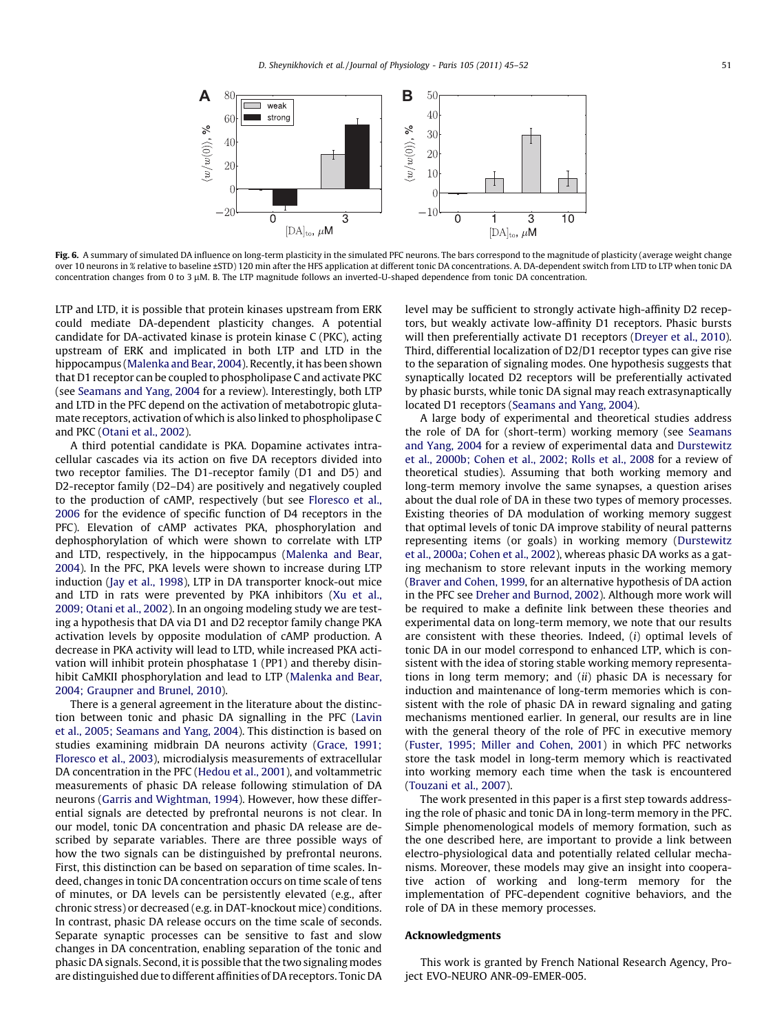**Fig. 6.** A summary of simulated DA influence on long-term plasticity in the simulated PFC neurons. The bars correspond to the magnitude of plasticity (average weight change over 10 neurons in % relative to baseline ±STD) 120 min after the HFS application at different tonic DA concentrations. A. DA-dependent switch from LTD to LTP when tonic DA concentration changes from 0 to 3 μM. B. The LTP magnitude follows an inverted-U-shaped dependence from tonic DA concentration.

LTP and LTD, it is possible that protein kinases upstream from ERK could mediate DA-dependent plasticity changes. A potential candidate for DA-activated kinase is protein kinase C (PKC), acting upstream of ERK and implicated in both LTP and LTD in the hippocampus (Malenka and Bear, 2004). Recently, it has been shown that D1 receptor can be coupled to phospholipase C and activate PKC (see Seamans and Yang, 2004 for a review). Interestingly, both LTP and LTD in the PFC depend on the activation of metabotropic glutamate receptors, activation of which is also linked to phospholipase C and PKC (Otani et al., 2002).

A third potential candidate is PKA. Dopamine activates intracellular cascades via its action on five DA receptors divided into two receptor families. The D1-receptor family (D1 and D5) and D2-receptor family (D2–D4) are positively and negatively coupled to the production of cAMP, respectively (but see Floresco et al., 2006 for the evidence of specific function of D4 receptors in the PFC). Elevation of cAMP activates PKA, phosphorylation and dephosphorylation of which were shown to correlate with LTP and LTD, respectively, in the hippocampus (Malenka and Bear, 2004). In the PFC, PKA levels were shown to increase during LTP induction (Jay et al., 1998), LTP in DA transporter knock-out mice and LTD in rats were prevented by PKA inhibitors (Xu et al., 2009; Otani et al., 2002). In an ongoing modeling study we are testing a hypothesis that DA via D1 and D2 receptor family change PKA activation levels by opposite modulation of cAMP production. A decrease in PKA activity will lead to LTD, while increased PKA activation will inhibit protein phosphatase 1 (PP1) and thereby disinhibit CaMKII phosphorylation and lead to LTP (Malenka and Bear, 2004; Graupner and Brunel, 2010).

There is a general agreement in the literature about the distinction between tonic and phasic DA signalling in the PFC (Lavin et al., 2005; Seamans and Yang, 2004). This distinction is based on studies examining midbrain DA neurons activity (Grace, 1991; Floresco et al., 2003), microdialysis measurements of extracellular DA concentration in the PFC (Hedou et al., 2001), and voltammetric measurements of phasic DA release following stimulation of DA neurons (Garris and Wightman, 1994). However, how these differential signals are detected by prefrontal neurons is not clear. In our model, tonic DA concentration and phasic DA release are described by separate variables. There are three possible ways of how the two signals can be distinguished by prefrontal neurons. First, this distinction can be based on separation of time scales. Indeed, changes in tonic DA concentration occurs on time scale of tens of minutes, or DA levels can be persistently elevated (e.g., after chronic stress) or decreased (e.g. in DAT-knockout mice) conditions. In contrast, phasic DA release occurs on the time scale of seconds. Separate synaptic processes can be sensitive to fast and slow changes in DA concentration, enabling separation of the tonic and phasic DA signals. Second, it is possible that the two signaling modes are distinguished due to different affinities of DA receptors. Tonic DA level may be sufficient to strongly activate high-affinity D2 receptors, but weakly activate low-affinity D1 receptors. Phasic bursts will then preferentially activate D1 receptors (Dreyer et al., 2010). Third, differential localization of D2/D1 receptor types can give rise to the separation of signaling modes. One hypothesis suggests that synaptically located D2 receptors will be preferentially activated by phasic bursts, while tonic DA signal may reach extrasynaptically located D1 receptors (Seamans and Yang, 2004).

A large body of experimental and theoretical studies address the role of DA for (short-term) working memory (see Seamans and Yang, 2004 for a review of experimental data and Durstewitz et al., 2000b; Cohen et al., 2002; Rolls et al., 2008 for a review of theoretical studies). Assuming that both working memory and long-term memory involve the same synapses, a question arises about the dual role of DA in these two types of memory processes. Existing theories of DA modulation of working memory suggest that optimal levels of tonic DA improve stability of neural patterns representing items (or goals) in working memory (Durstewitz et al., 2000a; Cohen et al., 2002), whereas phasic DA works as a gating mechanism to store relevant inputs in the working memory (Braver and Cohen, 1999, for an alternative hypothesis of DA action in the PFC see Dreher and Burnod, 2002). Although more work will be required to make a definite link between these theories and experimental data on long-term memory, we note that our results are consistent with these theories. Indeed, (*i*) optimal levels of tonic DA in our model correspond to enhanced LTP, which is consistent with the idea of storing stable working memory representations in long term memory; and (*ii*) phasic DA is necessary for induction and maintenance of long-term memories which is consistent with the role of phasic DA in reward signaling and gating mechanisms mentioned earlier. In general, our results are in line with the general theory of the role of PFC in executive memory (Fuster, 1995; Miller and Cohen, 2001) in which PFC networks store the task model in long-term memory which is reactivated into working memory each time when the task is encountered (Touzani et al., 2007).

The work presented in this paper is a first step towards addressing the role of phasic and tonic DA in long-term memory in the PFC. Simple phenomenological models of memory formation, such as the one described here, are important to provide a link between electro-physiological data and potentially related cellular mechanisms. Moreover, these models may give an insight into cooperative action of working and long-term memory for the implementation of PFC-dependent cognitive behaviors, and the role of DA in these memory processes.

## Acknowledgments

This work is granted by French National Research Agency, Project EVO-NEURO ANR-09-EMER-005.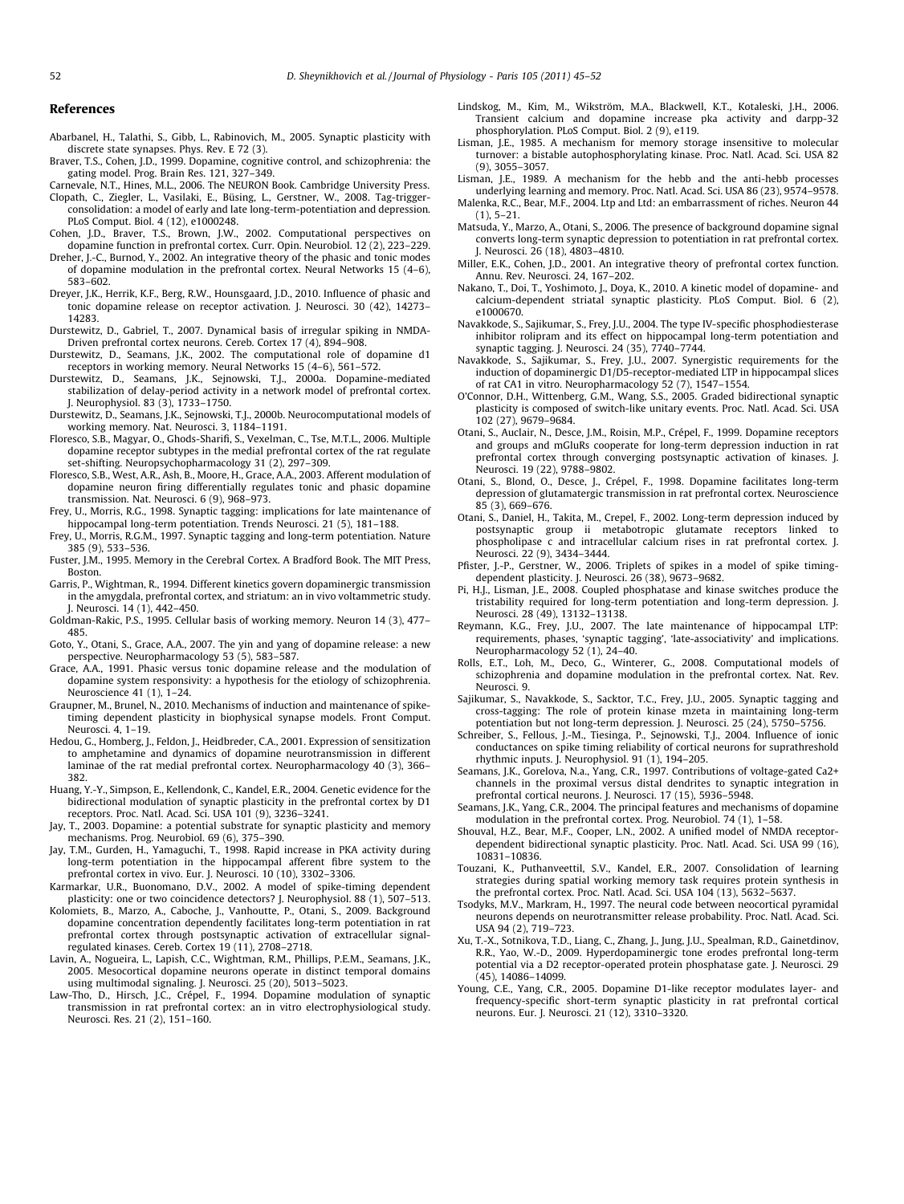## References

Abarbanel, H., Talathi, S., Gibb, L., Rabinovich, M., 2005. Synaptic plasticity with discrete state synapses. Phys. Rev. E 72 (3).

Braver, T.S., Cohen, J.D., 1999. Dopamine, cognitive control, and schizophrenia: the gating model. Prog. Brain Res. 121, 327–349.

Carnevale, N.T., Hines, M.L., 2006. The NEURON Book. Cambridge University Press.

Clopath, C., Ziegler, L., Vasilaki, E., Büsing, L., Gerstner, W., 2008. Tag-trigger-consolidation: a model of early and late long-term-potentiation and depression. PLoS Comput. Biol. 4 (12), e1000248.

Cohen, J.D., Braver, T.S., Brown, J.W., 2002. Computational perspectives on dopamine function in prefrontal cortex. Curr. Opin. Neurobiol. 12 (2), 223–229.

Dreher, J.-C., Burnod, Y., 2002. An integrative theory of the phasic and tonic modes of dopamine modulation in the prefrontal cortex. Neural Networks 15 (4–6), 583–602.

Dreyer, J.K., Herrik, K.F., Berg, R.W., Hounsgaard, J.D., 2010. Influence of phasic and tonic dopamine release on receptor activation. J. Neurosci. 30 (42), 14273–14283.

Durstewitz, D., Gabriel, T., 2007. Dynamical basis of irregular spiking in NMDA-Driven prefrontal cortex neurons. Cereb. Cortex 17 (4), 894–908.

Durstewitz, D., Seamans, J.K., 2002. The computational role of dopamine d1 receptors in working memory. Neural Networks 15 (4–6), 561–572.

Durstewitz, D., Seamans, J.K., Sejnowski, T.J., 2000a. Dopamine-mediated stabilization of delay-period activity in a network model of prefrontal cortex. J. Neurophysiol. 83 (3), 1733–1750.

Durstewitz, D., Seamans, J.K., Sejnowski, T.J., 2000b. Neurocomputational models of working memory. Nat. Neurosci. 3, 1184–1191.

Floresco, S.B., Magyar, O., Ghods-Sharifi, S., Vexelman, C., Tse, M.T.L., 2006. Multiple dopamine receptor subtypes in the medial prefrontal cortex of the rat regulate set-shifting. Neuropsychopharmacology 31 (2), 297–309.

Floresco, S.B., West, A.R., Ash, B., Moore, H., Grace, A.A., 2003. Afferent modulation of dopamine neuron firing differentially regulates tonic and phasic dopamine transmission. Nat. Neurosci. 6 (9), 968–973.

Frey, U., Morris, R.G., 1998. Synaptic tagging: implications for late maintenance of hippocampal long-term potentiation. Trends Neurosci. 21 (5), 181–188.

Frey, U., Morris, R.G.M., 1997. Synaptic tagging and long-term potentiation. Nature 385 (9), 533–536.

Fuster, J.M., 1995. Memory in the Cerebral Cortex. A Bradford Book. The MIT Press, Boston.

Garris, P., Wightman, R., 1994. Different kinetics govern dopaminergic transmission in the amygdala, prefrontal cortex, and striatum: an in vivo voltammetric study. J. Neurosci. 14 (1), 442–450.

Goldman-Rakic, P.S., 1995. Cellular basis of working memory. Neuron 14 (3), 477–485.

Goto, Y., Otani, S., Grace, A.A., 2007. The yin and yang of dopamine release: a new perspective. Neuropharmacology 53 (5), 583–587.

Grace, A.A., 1991. Phasic versus tonic dopamine release and the modulation of dopamine system responsivity: a hypothesis for the etiology of schizophrenia. Neuroscience 41 (1), 1–24.

Graupner, M., Brunel, N., 2010. Mechanisms of induction and maintenance of spike-timing dependent plasticity in biophysical synapse models. Front Comput. Neurosci. 4, 1–19.

Hedou, G., Homberg, J., Feldon, J., Heidbreder, C.A., 2001. Expression of sensitization to amphetamine and dynamics of dopamine neurotransmission in different laminae of the rat medial prefrontal cortex. Neuropharmacology 40 (3), 366–382.

Huang, Y.-Y., Simpson, E., Kellendonk, C., Kandel, E.R., 2004. Genetic evidence for the bidirectional modulation of synaptic plasticity in the prefrontal cortex by D1 receptors. Proc. Natl. Acad. Sci. USA 101 (9), 3236–3241.

Jay, T., 2003. Dopamine: a potential substrate for synaptic plasticity and memory mechanisms. Prog. Neurobiol. 69 (6), 375–390.

Jay, T.M., Gurden, H., Yamaguchi, T., 1998. Rapid increase in PKA activity during long-term potentiation in the hippocampal afferent fibre system to the prefrontal cortex in vivo. Eur. J. Neurosci. 10 (10), 3302–3306.

Karmarkar, U.R., Buonomano, D.V., 2002. A model of spike-timing dependent plasticity: one or two coincidence detectors? J. Neurophysiol. 88 (1), 507–513.

Kolomiets, B., Marzo, A., Caboche, J., Vanhoutte, P., Otani, S., 2009. Background dopamine concentration dependently facilitates long-term potentiation in rat prefrontal cortex through postsynaptic activation of extracellular signal-regulated kinases. Cereb. Cortex 19 (11), 2708–2718.

Lavin, A., Nogueira, L., Lapish, C.C., Wightman, R.M., Phillips, P.E.M., Seamans, J.K., 2005. Mesocortical dopamine neurons operate in distinct temporal domains using multimodal signaling. J. Neurosci. 25 (20), 5013–5023.

Law-Tho, D., Hirsch, J.C., Crépel, F., 1994. Dopamine modulation of synaptic transmission in rat prefrontal cortex: an in vitro electrophysiological study. Neurosci. Res. 21 (2), 151–160.

Lindskog, M., Kim, M., Wikström, M.A., Blackwell, K.T., Kotaleski, J.H., 2006. Transient calcium and dopamine increase pka activity and darpp-32 phosphorylation. PLoS Comput. Biol. 2 (9), e119.

Lisman, J.E., 1985. A mechanism for memory storage insensitive to molecular turnover: a bistable autophosphorylating kinase. Proc. Natl. Acad. Sci. USA 82 (9), 3055–3057.

Lisman, J.E., 1989. A mechanism for the hebb and the anti-hebb processes underlying learning and memory. Proc. Natl. Acad. Sci. USA 86 (23), 9574–9578.

Malenka, R.C., Bear, M.F., 2004. Ltp and Ltd: an embarrassment of riches. Neuron 44 (1), 5–21.

Matsuda, Y., Marzo, A., Otani, S., 2006. The presence of background dopamine signal converts long-term synaptic depression to potentiation in rat prefrontal cortex. J. Neurosci. 26 (18), 4803–4810.

Miller, E.K., Cohen, J.D., 2001. An integrative theory of prefrontal cortex function. Annu. Rev. Neurosci. 24, 167–202.

Nakano, T., Doi, T., Yoshimoto, J., Doya, K., 2010. A kinetic model of dopamine- and calcium-dependent striatal synaptic plasticity. PLoS Comput. Biol. 6 (2), e1000670.

Navakkode, S., Sajikumar, S., Frey, J.U., 2004. The type IV-specific phosphodiesterase inhibitor rolipram and its effect on hippocampal long-term potentiation and synaptic tagging. J. Neurosci. 24 (35), 7740–7744.

Navakkode, S., Sajikumar, S., Frey, J.U., 2007. Synergistic requirements for the induction of dopaminergic D1/D5-receptor-mediated LTP in hippocampal slices of rat CA1 in vitro. Neuropharmacology 52 (7), 1547–1554.

O'Connor, D.H., Wittenberg, G.M., Wang, S.S., 2005. Graded bidirectional synaptic plasticity is composed of switch-like unitary events. Proc. Natl. Acad. Sci. USA 102 (27), 9679–9684.

Otani, S., Auclair, N., Desce, J.M., Roisin, M.P., Crépel, F., 1999. Dopamine receptors and groups and mGluRs cooperate for long-term depression induction in rat prefrontal cortex through converging postsynaptic activation of kinases. J. Neurosci. 19 (22), 9788–9802.

Otani, S., Blond, O., Desce, J., Crépel, F., 1998. Dopamine facilitates long-term depression of glutamatergic transmission in rat prefrontal cortex. Neuroscience 85 (3), 669–676.

Otani, S., Daniel, H., Takita, M., Crepel, F., 2002. Long-term depression induced by postsynaptic group ii metabotropic glutamate receptors linked to phospholipase c and intracellular calcium rises in rat prefrontal cortex. J. Neurosci. 22 (9), 3434–3444.

Pfister, J.-P., Gerstner, W., 2006. Triplets of spikes in a model of spike timing-dependent plasticity. J. Neurosci. 26 (38), 9673–9682.

Pi, H.J., Lisman, J.E., 2008. Coupled phosphatase and kinase switches produce the tristability required for long-term potentiation and long-term depression. J. Neurosci. 28 (49), 13132–13138.

Reymann, K.G., Frey, J.U., 2007. The late maintenance of hippocampal LTP: requirements, phases, 'synaptic tagging', 'late-associativity' and implications. Neuropharmacology 52 (1), 24–40.

Rolls, E.T., Loh, M., Deco, G., Winterer, G., 2008. Computational models of schizophrenia and dopamine modulation in the prefrontal cortex. Nat. Rev. Neurosci. 9.

Sajikumar, S., Navakkode, S., Sacktor, T.C., Frey, J.U., 2005. Synaptic tagging and cross-tagging: The role of protein kinase mzeta in maintaining long-term potentiation but not long-term depression. J. Neurosci. 25 (24), 5750–5756.

Schreiber, S., Fellous, J.-M., Tiesinga, P., Sejnowski, T.J., 2004. Influence of ionic conductances on spike timing reliability of cortical neurons for suprathreshold rhythmic inputs. J. Neurophysiol. 91 (1), 194–205.

Seamans, J.K., Gorelova, N.a., Yang, C.R., 1997. Contributions of voltage-gated Ca2+ channels in the proximal versus distal dendrites to synaptic integration in prefrontal cortical neurons. J. Neurosci. 17 (15), 5936–5948.

Seamans, J.K., Yang, C.R., 2004. The principal features and mechanisms of dopamine modulation in the prefrontal cortex. Prog. Neurobiol. 74 (1), 1–58.

Shouval, H.Z., Bear, M.F., Cooper, L.N., 2002. A unified model of NMDA receptor-dependent bidirectional synaptic plasticity. Proc. Natl. Acad. Sci. USA 99 (16), 10831–10836.

Touzani, K., Puthanveettil, S.V., Kandel, E.R., 2007. Consolidation of learning strategies during spatial working memory task requires protein synthesis in the prefrontal cortex. Proc. Natl. Acad. Sci. USA 104 (13), 5632–5637.

Tsodyks, M.V., Markram, H., 1997. The neural code between neocortical pyramidal neurons depends on neurotransmitter release probability. Proc. Natl. Acad. Sci. USA 94 (2), 719–723.

Xu, T.-X., Sotnikova, T.D., Liang, C., Zhang, J., Jung, J.U., Spealman, R.D., Gainetdinov, R.R., Yao, W.-D., 2009. Hyperdopaminergic tone erodes prefrontal long-term potential via a D2 receptor-operated protein phosphatase gate. J. Neurosci. 29 (45), 14086–14099.

Young, C.E., Yang, C.R., 2005. Dopamine D1-like receptor modulates layer- and frequency-specific short-term synaptic plasticity in rat prefrontal cortical neurons. Eur. J. Neurosci. 21 (12), 3310–3320.